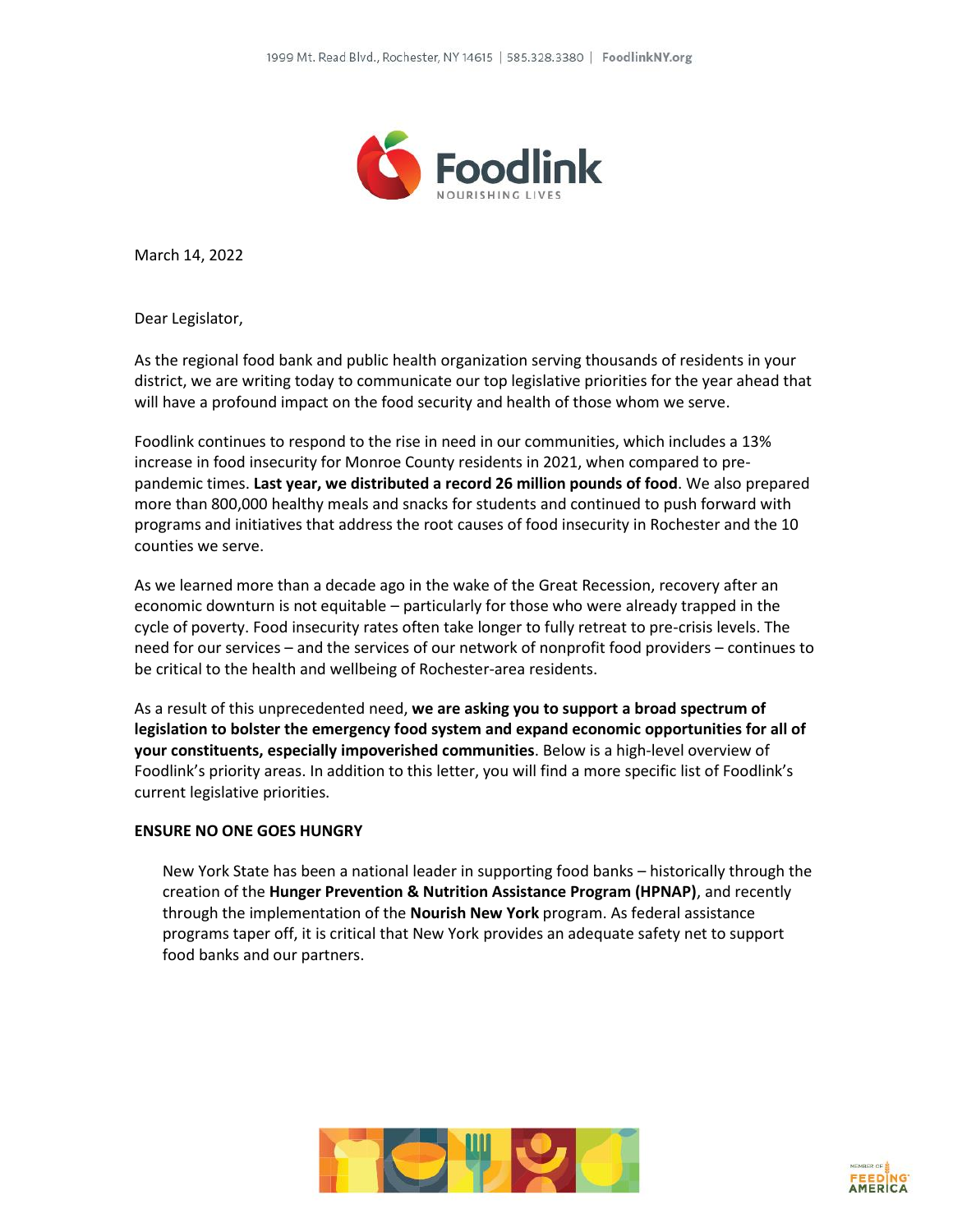1999 Mt. Read Blvd., Rochester, NY 14615 | 585.328.3380 | FoodlinkNY.org

Foodlink
NOURISHING LIVES

March 14, 2022

Dear Legislator,

As the regional food bank and public health organization serving thousands of residents in your district, we are writing today to communicate our top legislative priorities for the year ahead that will have a profound impact on the food security and health of those whom we serve.

Foodlink continues to respond to the rise in need in our communities, which includes a 13% increase in food insecurity for Monroe County residents in 2021, when compared to pre-pandemic times. **Last year, we distributed a record 26 million pounds of food**. We also prepared more than 800,000 healthy meals and snacks for students and continued to push forward with programs and initiatives that address the root causes of food insecurity in Rochester and the 10 counties we serve.

As we learned more than a decade ago in the wake of the Great Recession, recovery after an economic downturn is not equitable – particularly for those who were already trapped in the cycle of poverty. Food insecurity rates often take longer to fully retreat to pre-crisis levels. The need for our services – and the services of our network of nonprofit food providers – continues to be critical to the health and wellbeing of Rochester-area residents.

As a result of this unprecedented need, **we are asking you to support a broad spectrum of legislation to bolster the emergency food system and expand economic opportunities for all of your constituents, especially impoverished communities**. Below is a high-level overview of Foodlink's priority areas. In addition to this letter, you will find a more specific list of Foodlink's current legislative priorities.

**ENSURE NO ONE GOES HUNGRY**

New York State has been a national leader in supporting food banks – historically through the creation of the **Hunger Prevention & Nutrition Assistance Program (HPNAP)**, and recently through the implementation of the **Nourish New York** program. As federal assistance programs taper off, it is critical that New York provides an adequate safety net to support food banks and our partners.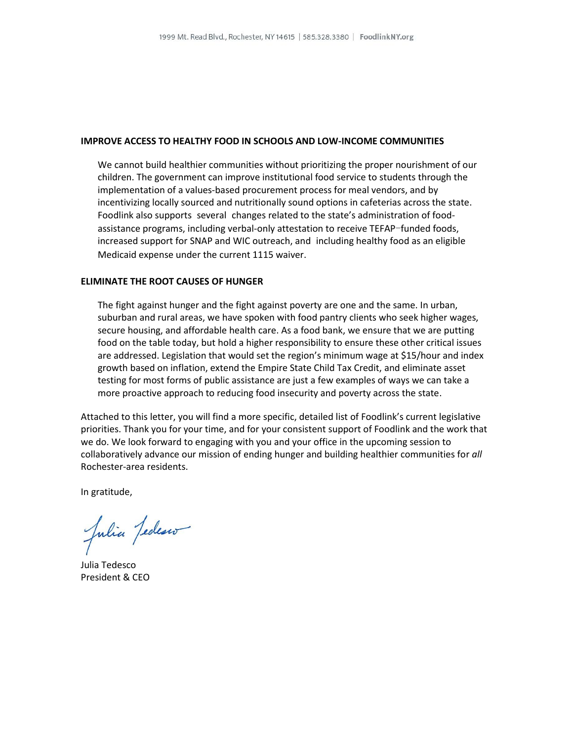**IMPROVE ACCESS TO HEALTHY FOOD IN SCHOOLS AND LOW-INCOME COMMUNITIES**

We cannot build healthier communities without prioritizing the proper nourishment of our children. The government can improve institutional food service to students through the implementation of a values-based procurement process for meal vendors, and by incentivizing locally sourced and nutritionally sound options in cafeterias across the state. Foodlink also supports several changes related to the state's administration of food-assistance programs, including verbal-only attestation to receive TEFAP–funded foods, increased support for SNAP and WIC outreach, and including healthy food as an eligible Medicaid expense under the current 1115 waiver.

**ELIMINATE THE ROOT CAUSES OF HUNGER**

The fight against hunger and the fight against poverty are one and the same. In urban, suburban and rural areas, we have spoken with food pantry clients who seek higher wages, secure housing, and affordable health care. As a food bank, we ensure that we are putting food on the table today, but hold a higher responsibility to ensure these other critical issues are addressed. Legislation that would set the region's minimum wage at $15/hour and index growth based on inflation, extend the Empire State Child Tax Credit, and eliminate asset testing for most forms of public assistance are just a few examples of ways we can take a more proactive approach to reducing food insecurity and poverty across the state.

Attached to this letter, you will find a more specific, detailed list of Foodlink's current legislative priorities. Thank you for your time, and for your consistent support of Foodlink and the work that we do. We look forward to engaging with you and your office in the upcoming session to collaboratively advance our mission of ending hunger and building healthier communities for *all* Rochester-area residents.

In gratitude,

Julia Tedesco
President & CEO